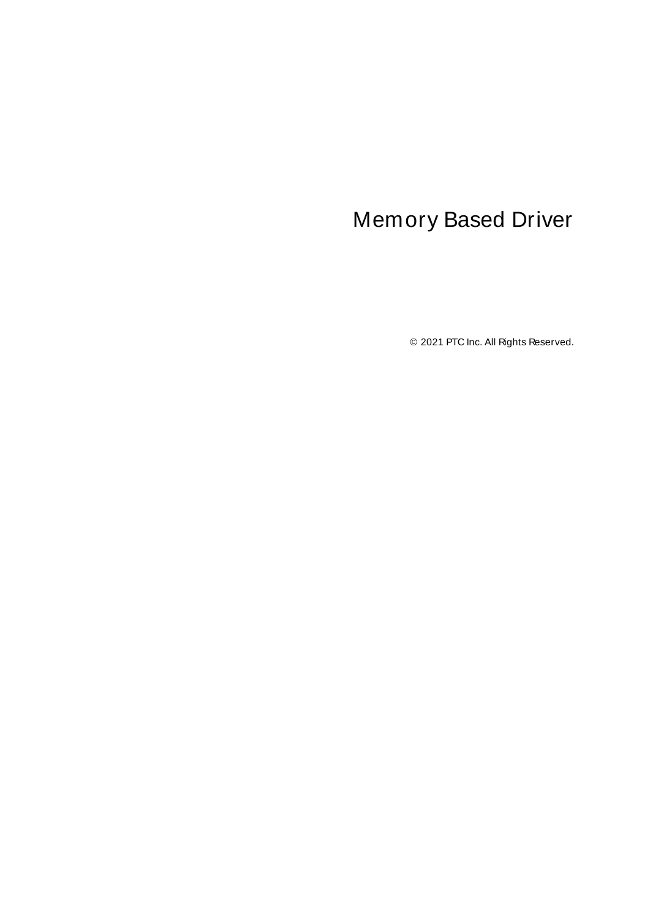# Memory Based Driver

© 2021 PTC Inc. All Rights Reserved.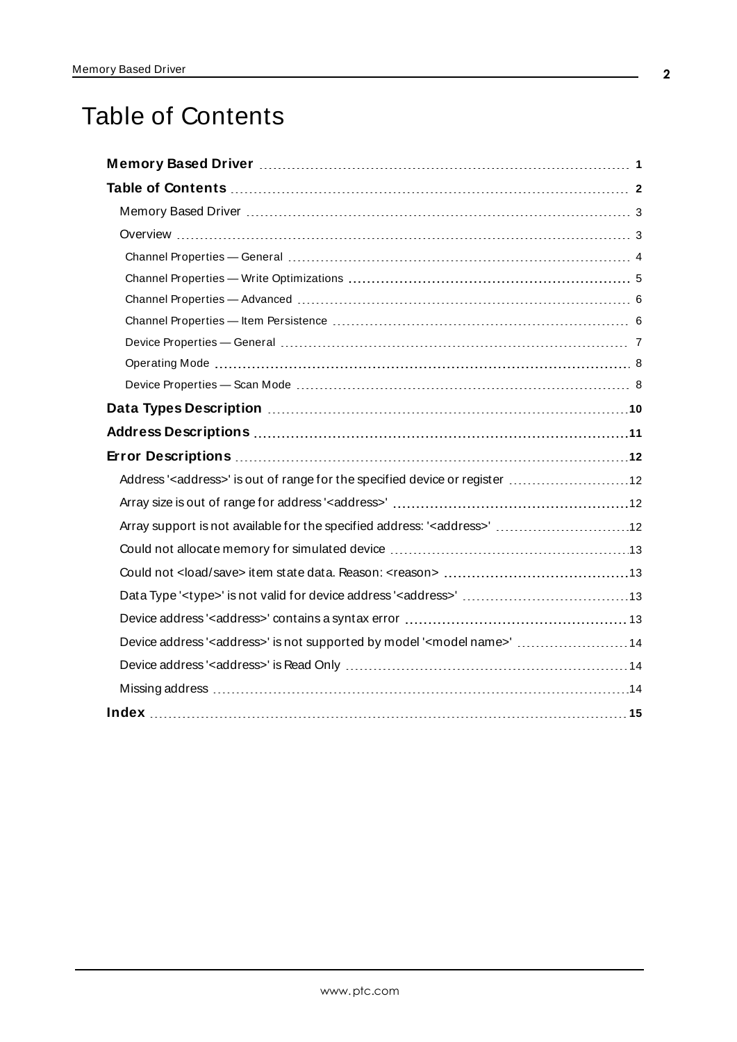# Table of Contents

**Memory Based Driver** 1

**Table of Contents** 2

- Memory Based Driver 3
- Overview 3
  - Channel Properties — General 4
  - Channel Properties — Write Optimizations 5
  - Channel Properties — Advanced 6
  - Channel Properties — Item Persistence 6
  - Device Properties — General 7
  - Operating Mode 8
  - Device Properties — Scan Mode 8

**Data Types Description** 10

**Address Descriptions** 11

**Error Descriptions** 12

- Address '<address>' is out of range for the specified device or register 12
- Array size is out of range for address '<address>' 12
- Array support is not available for the specified address: '<address>' 12
- Could not allocate memory for simulated device 13
- Could not <load/save> item state data. Reason: <reason> 13
- Data Type '<type>' is not valid for device address '<address>' 13
- Device address '<address>' contains a syntax error 13
- Device address '<address>' is not supported by model '<model name>' 14
- Device address '<address>' is Read Only 14
- Missing address 14

**Index** 15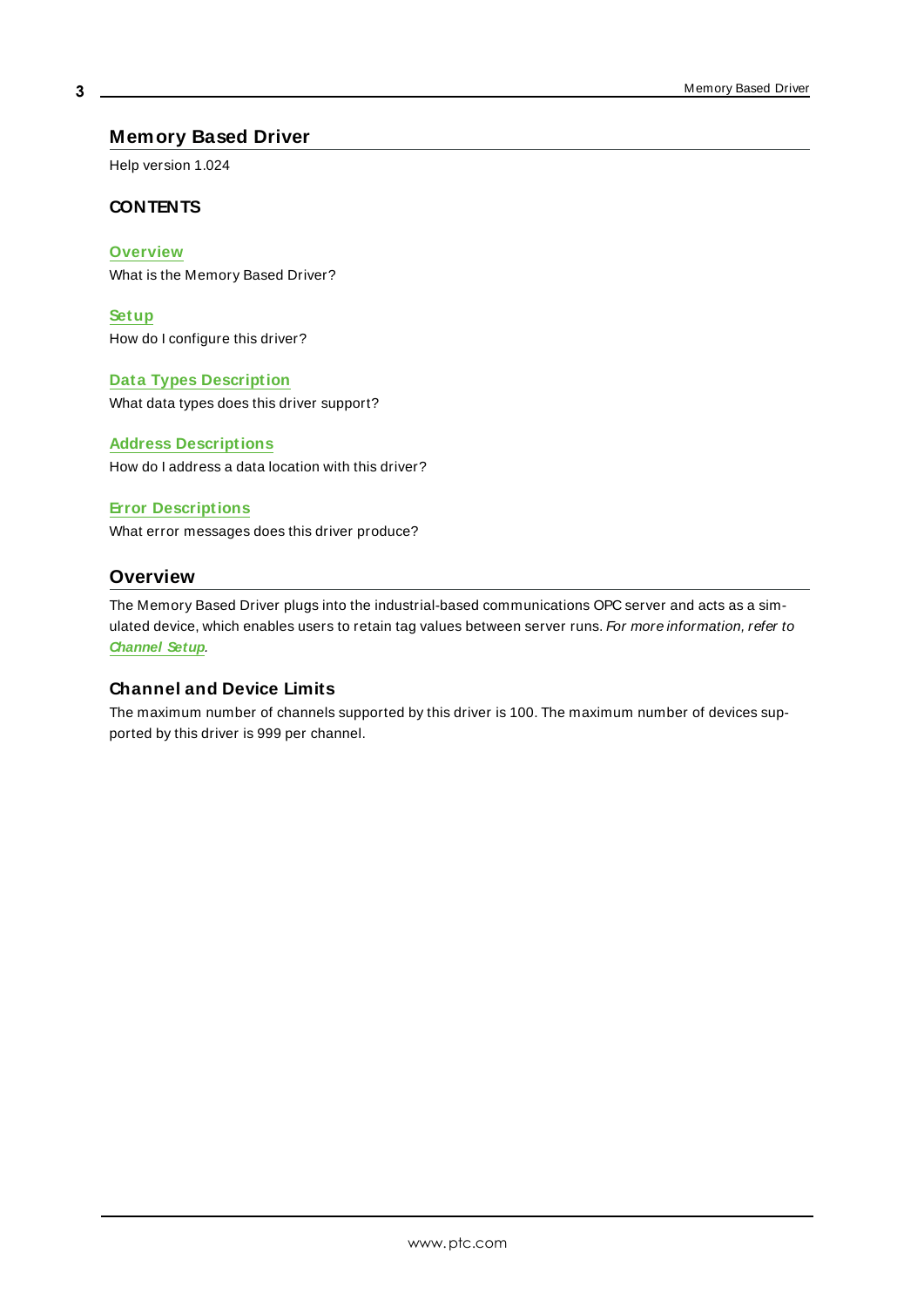# Memory Based Driver

Help version 1.024

### CONTENTS

**Overview**
What is the Memory Based Driver?

**Setup**
How do I configure this driver?

**Data Types Description**
What data types does this driver support?

**Address Descriptions**
How do I address a data location with this driver?

**Error Descriptions**
What error messages does this driver produce?

## Overview

The Memory Based Driver plugs into the industrial-based communications OPC server and acts as a simulated device, which enables users to retain tag values between server runs. *For more information, refer to* ***Channel Setup****.*

### Channel and Device Limits

The maximum number of channels supported by this driver is 100. The maximum number of devices supported by this driver is 999 per channel.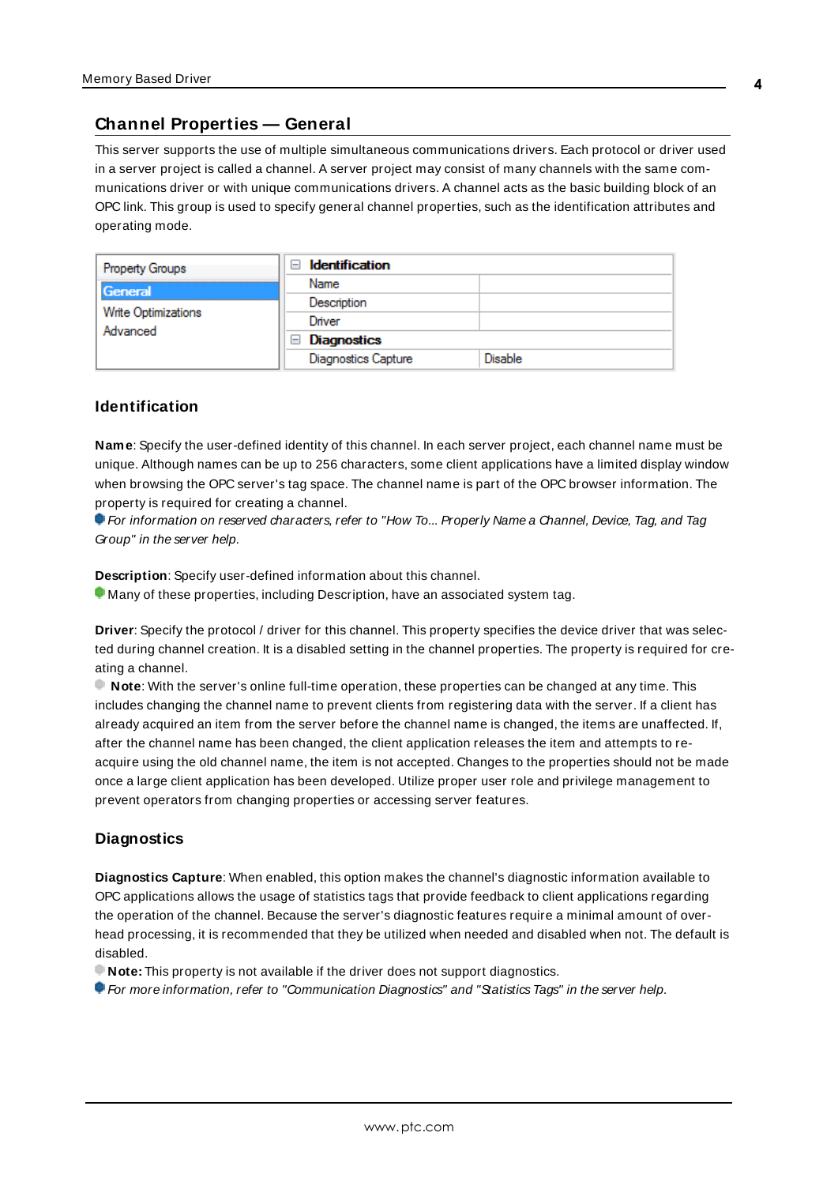## Channel Properties — General

This server supports the use of multiple simultaneous communications drivers. Each protocol or driver used in a server project is called a channel. A server project may consist of many channels with the same communications driver or with unique communications drivers. A channel acts as the basic building block of an OPC link. This group is used to specify general channel properties, such as the identification attributes and operating mode.

| Property Groups | Identification | |
|---|---|---|
| General | Name | |
| Write Optimizations | Description | |
| Advanced | Driver | |
| | Diagnostics | |
| | Diagnostics Capture | Disable |

### Identification

**Name**: Specify the user-defined identity of this channel. In each server project, each channel name must be unique. Although names can be up to 256 characters, some client applications have a limited display window when browsing the OPC server's tag space. The channel name is part of the OPC browser information. The property is required for creating a channel.

*For information on reserved characters, refer to "How To... Properly Name a Channel, Device, Tag, and Tag Group" in the server help.*

**Description**: Specify user-defined information about this channel.

Many of these properties, including Description, have an associated system tag.

**Driver**: Specify the protocol / driver for this channel. This property specifies the device driver that was selected during channel creation. It is a disabled setting in the channel properties. The property is required for creating a channel.

**Note**: With the server's online full-time operation, these properties can be changed at any time. This includes changing the channel name to prevent clients from registering data with the server. If a client has already acquired an item from the server before the channel name is changed, the items are unaffected. If, after the channel name has been changed, the client application releases the item and attempts to reacquire using the old channel name, the item is not accepted. Changes to the properties should not be made once a large client application has been developed. Utilize proper user role and privilege management to prevent operators from changing properties or accessing server features.

### Diagnostics

**Diagnostics Capture**: When enabled, this option makes the channel's diagnostic information available to OPC applications allows the usage of statistics tags that provide feedback to client applications regarding the operation of the channel. Because the server's diagnostic features require a minimal amount of overhead processing, it is recommended that they be utilized when needed and disabled when not. The default is disabled.

**Note:** This property is not available if the driver does not support diagnostics.

*For more information, refer to "Communication Diagnostics" and "Statistics Tags" in the server help.*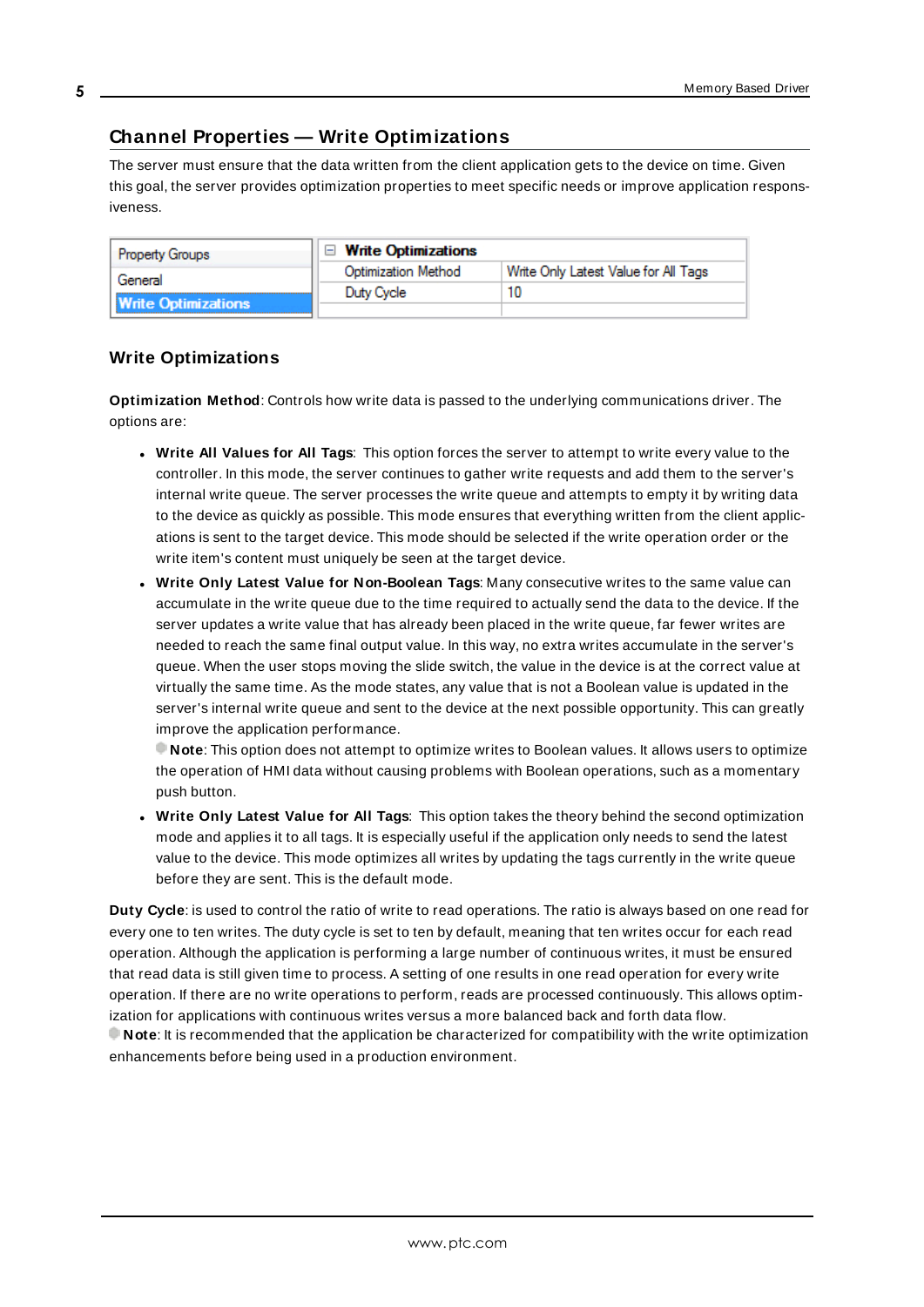## Channel Properties — Write Optimizations

The server must ensure that the data written from the client application gets to the device on time. Given this goal, the server provides optimization properties to meet specific needs or improve application responsiveness.

| Property Groups | Write Optimizations | |
|---|---|---|
| General | Optimization Method | Write Only Latest Value for All Tags |
| **Write Optimizations** | Duty Cycle | 10 |

### Write Optimizations

**Optimization Method**: Controls how write data is passed to the underlying communications driver. The options are:

- **Write All Values for All Tags**: This option forces the server to attempt to write every value to the controller. In this mode, the server continues to gather write requests and add them to the server's internal write queue. The server processes the write queue and attempts to empty it by writing data to the device as quickly as possible. This mode ensures that everything written from the client applications is sent to the target device. This mode should be selected if the write operation order or the write item's content must uniquely be seen at the target device.
- **Write Only Latest Value for Non-Boolean Tags**: Many consecutive writes to the same value can accumulate in the write queue due to the time required to actually send the data to the device. If the server updates a write value that has already been placed in the write queue, far fewer writes are needed to reach the same final output value. In this way, no extra writes accumulate in the server's queue. When the user stops moving the slide switch, the value in the device is at the correct value at virtually the same time. As the mode states, any value that is not a Boolean value is updated in the server's internal write queue and sent to the device at the next possible opportunity. This can greatly improve the application performance.
  **Note**: This option does not attempt to optimize writes to Boolean values. It allows users to optimize the operation of HMI data without causing problems with Boolean operations, such as a momentary push button.
- **Write Only Latest Value for All Tags**: This option takes the theory behind the second optimization mode and applies it to all tags. It is especially useful if the application only needs to send the latest value to the device. This mode optimizes all writes by updating the tags currently in the write queue before they are sent. This is the default mode.

**Duty Cycle**: is used to control the ratio of write to read operations. The ratio is always based on one read for every one to ten writes. The duty cycle is set to ten by default, meaning that ten writes occur for each read operation. Although the application is performing a large number of continuous writes, it must be ensured that read data is still given time to process. A setting of one results in one read operation for every write operation. If there are no write operations to perform, reads are processed continuously. This allows optimization for applications with continuous writes versus a more balanced back and forth data flow.

**Note**: It is recommended that the application be characterized for compatibility with the write optimization enhancements before being used in a production environment.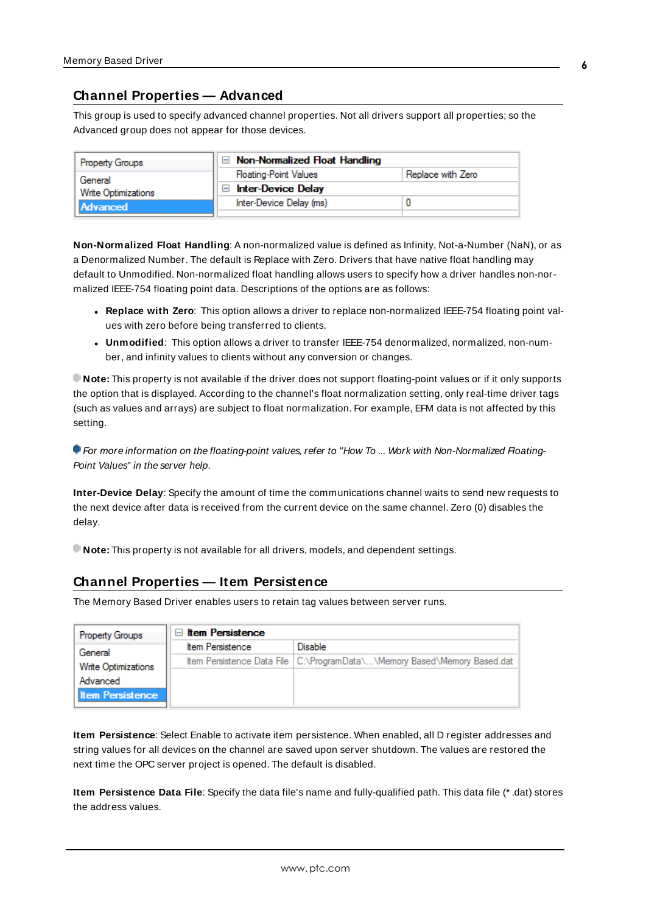## Channel Properties — Advanced

This group is used to specify advanced channel properties. Not all drivers support all properties; so the Advanced group does not appear for those devices.

| Property Groups | Non-Normalized Float Handling | |
|---|---|---|
| General | Floating-Point Values | Replace with Zero |
| Write Optimizations | Inter-Device Delay | |
| Advanced | Inter-Device Delay (ms) | 0 |

**Non-Normalized Float Handling**: A non-normalized value is defined as Infinity, Not-a-Number (NaN), or as a Denormalized Number. The default is Replace with Zero. Drivers that have native float handling may default to Unmodified. Non-normalized float handling allows users to specify how a driver handles non-normalized IEEE-754 floating point data. Descriptions of the options are as follows:

- **Replace with Zero**: This option allows a driver to replace non-normalized IEEE-754 floating point values with zero before being transferred to clients.
- **Unmodified**: This option allows a driver to transfer IEEE-754 denormalized, normalized, non-number, and infinity values to clients without any conversion or changes.

**Note:** This property is not available if the driver does not support floating-point values or if it only supports the option that is displayed. According to the channel's float normalization setting, only real-time driver tags (such as values and arrays) are subject to float normalization. For example, EFM data is not affected by this setting.

*For more information on the floating-point values, refer to "How To ... Work with Non-Normalized Floating-Point Values" in the server help.*

**Inter-Device Delay**: Specify the amount of time the communications channel waits to send new requests to the next device after data is received from the current device on the same channel. Zero (0) disables the delay.

**Note:** This property is not available for all drivers, models, and dependent settings.

## Channel Properties — Item Persistence

The Memory Based Driver enables users to retain tag values between server runs.

| Property Groups | Item Persistence | |
|---|---|---|
| General | Item Persistence | Disable |
| Write Optimizations | Item Persistence Data File | C:\ProgramData\...\Memory Based\Memory Based.dat |
| Advanced | | |
| Item Persistence | | |

**Item Persistence**: Select Enable to activate item persistence. When enabled, all D register addresses and string values for all devices on the channel are saved upon server shutdown. The values are restored the next time the OPC server project is opened. The default is disabled.

**Item Persistence Data File**: Specify the data file's name and fully-qualified path. This data file (* .dat) stores the address values.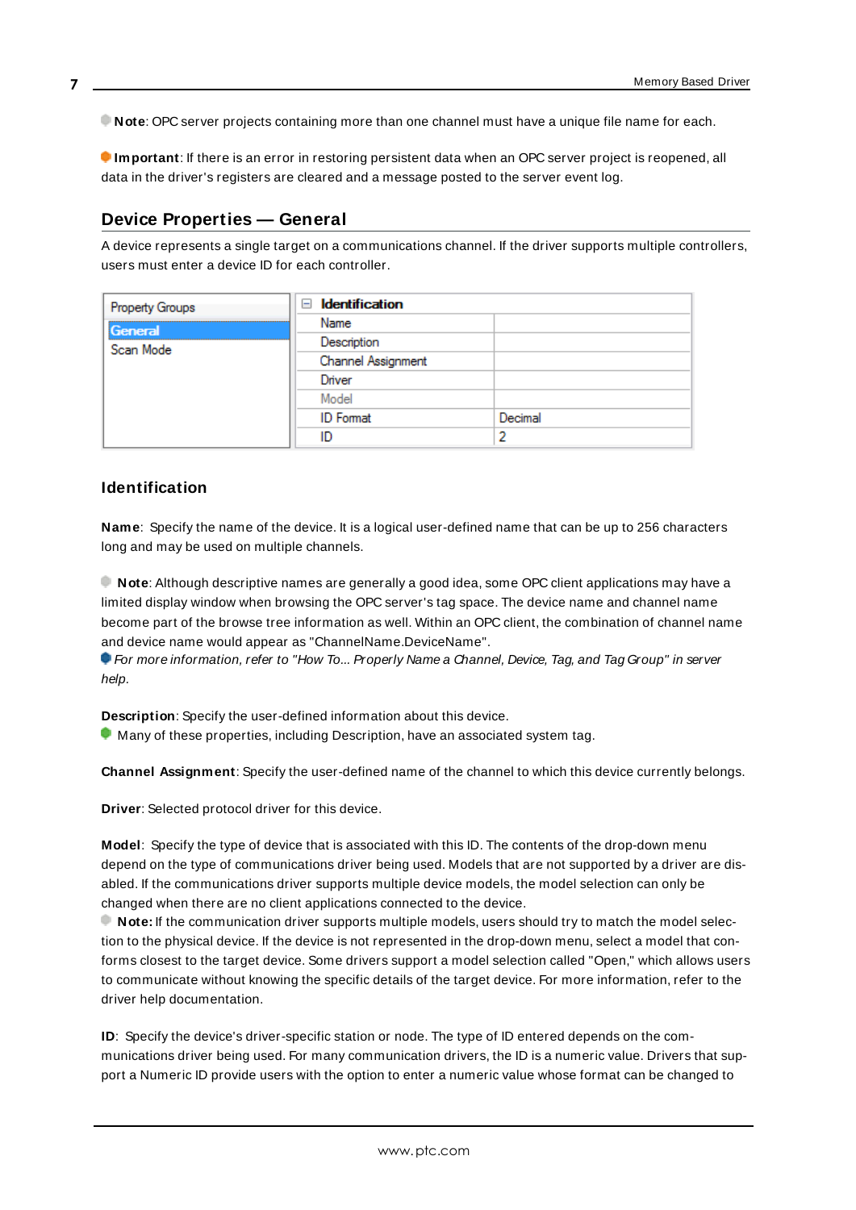**Note**: OPC server projects containing more than one channel must have a unique file name for each.

**Important**: If there is an error in restoring persistent data when an OPC server project is reopened, all data in the driver's registers are cleared and a message posted to the server event log.

## Device Properties — General

A device represents a single target on a communications channel. If the driver supports multiple controllers, users must enter a device ID for each controller.

| Property Groups | Identification | |
|---|---|---|
| General | Name | |
| Scan Mode | Description | |
| | Channel Assignment | |
| | Driver | |
| | Model | |
| | ID Format | Decimal |
| | ID | 2 |

### Identification

**Name**: Specify the name of the device. It is a logical user-defined name that can be up to 256 characters long and may be used on multiple channels.

**Note**: Although descriptive names are generally a good idea, some OPC client applications may have a limited display window when browsing the OPC server's tag space. The device name and channel name become part of the browse tree information as well. Within an OPC client, the combination of channel name and device name would appear as "ChannelName.DeviceName".

*For more information, refer to "How To... Properly Name a Channel, Device, Tag, and Tag Group" in server help.*

**Description**: Specify the user-defined information about this device.

Many of these properties, including Description, have an associated system tag.

**Channel Assignment**: Specify the user-defined name of the channel to which this device currently belongs.

**Driver**: Selected protocol driver for this device.

**Model**: Specify the type of device that is associated with this ID. The contents of the drop-down menu depend on the type of communications driver being used. Models that are not supported by a driver are disabled. If the communications driver supports multiple device models, the model selection can only be changed when there are no client applications connected to the device.

**Note:** If the communication driver supports multiple models, users should try to match the model selection to the physical device. If the device is not represented in the drop-down menu, select a model that conforms closest to the target device. Some drivers support a model selection called "Open," which allows users to communicate without knowing the specific details of the target device. For more information, refer to the driver help documentation.

**ID**: Specify the device's driver-specific station or node. The type of ID entered depends on the communications driver being used. For many communication drivers, the ID is a numeric value. Drivers that support a Numeric ID provide users with the option to enter a numeric value whose format can be changed to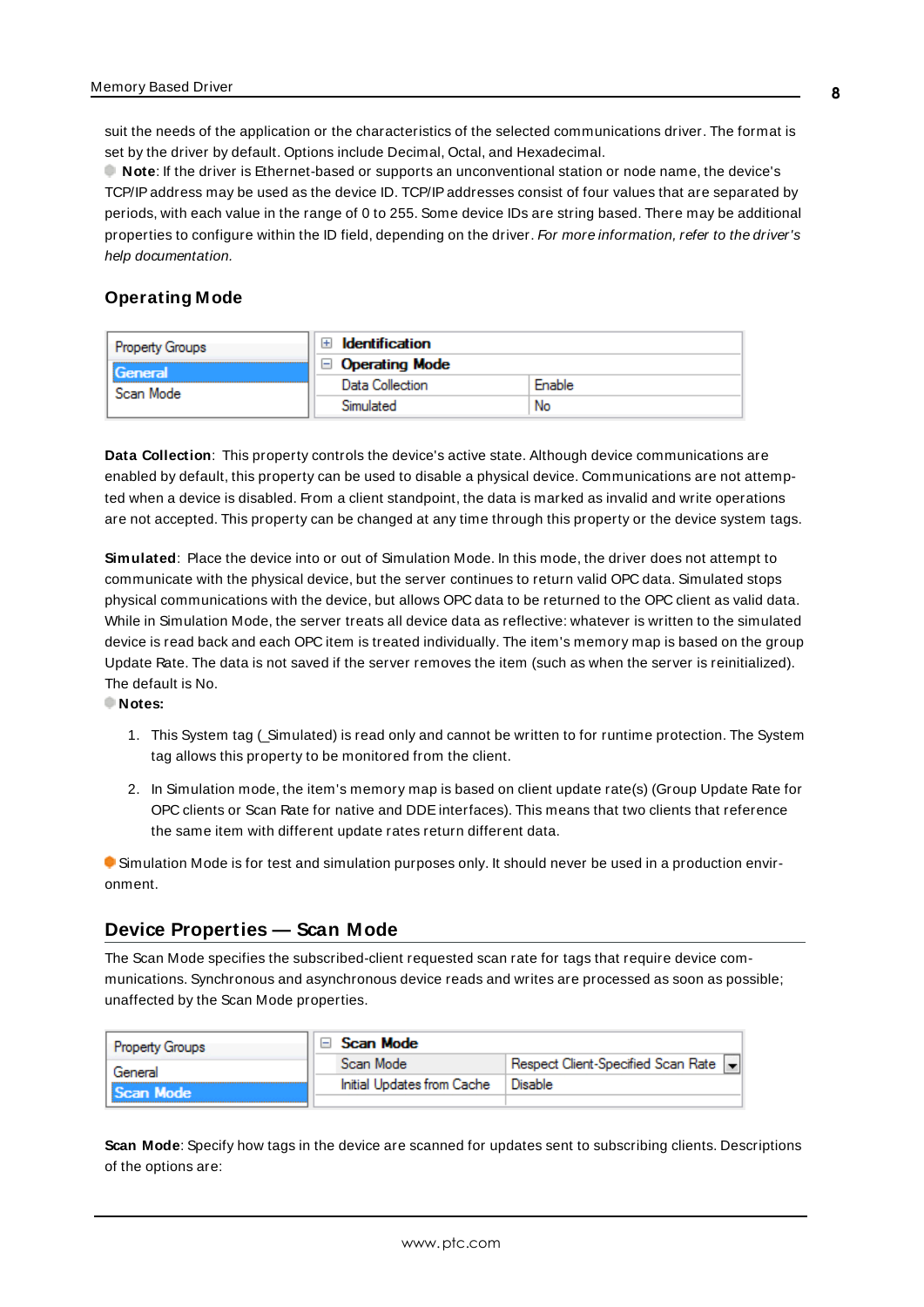suit the needs of the application or the characteristics of the selected communications driver. The format is set by the driver by default. Options include Decimal, Octal, and Hexadecimal.

**Note**: If the driver is Ethernet-based or supports an unconventional station or node name, the device's TCP/IP address may be used as the device ID. TCP/IP addresses consist of four values that are separated by periods, with each value in the range of 0 to 255. Some device IDs are string based. There may be additional properties to configure within the ID field, depending on the driver. *For more information, refer to the driver's help documentation.*

### Operating Mode

| Property Groups | Identification | |
|---|---|---|
| General | **Operating Mode** | |
| Scan Mode | Data Collection | Enable |
| | Simulated | No |

**Data Collection**: This property controls the device's active state. Although device communications are enabled by default, this property can be used to disable a physical device. Communications are not attempted when a device is disabled. From a client standpoint, the data is marked as invalid and write operations are not accepted. This property can be changed at any time through this property or the device system tags.

**Simulated**: Place the device into or out of Simulation Mode. In this mode, the driver does not attempt to communicate with the physical device, but the server continues to return valid OPC data. Simulated stops physical communications with the device, but allows OPC data to be returned to the OPC client as valid data. While in Simulation Mode, the server treats all device data as reflective: whatever is written to the simulated device is read back and each OPC item is treated individually. The item's memory map is based on the group Update Rate. The data is not saved if the server removes the item (such as when the server is reinitialized). The default is No.

**Notes:**

1. This System tag (_Simulated) is read only and cannot be written to for runtime protection. The System tag allows this property to be monitored from the client.
2. In Simulation mode, the item's memory map is based on client update rate(s) (Group Update Rate for OPC clients or Scan Rate for native and DDE interfaces). This means that two clients that reference the same item with different update rates return different data.

Simulation Mode is for test and simulation purposes only. It should never be used in a production environment.

## Device Properties — Scan Mode

The Scan Mode specifies the subscribed-client requested scan rate for tags that require device communications. Synchronous and asynchronous device reads and writes are processed as soon as possible; unaffected by the Scan Mode properties.

| Property Groups | **Scan Mode** | |
|---|---|---|
| General | Scan Mode | Respect Client-Specified Scan Rate |
| Scan Mode | Initial Updates from Cache | Disable |

**Scan Mode**: Specify how tags in the device are scanned for updates sent to subscribing clients. Descriptions of the options are: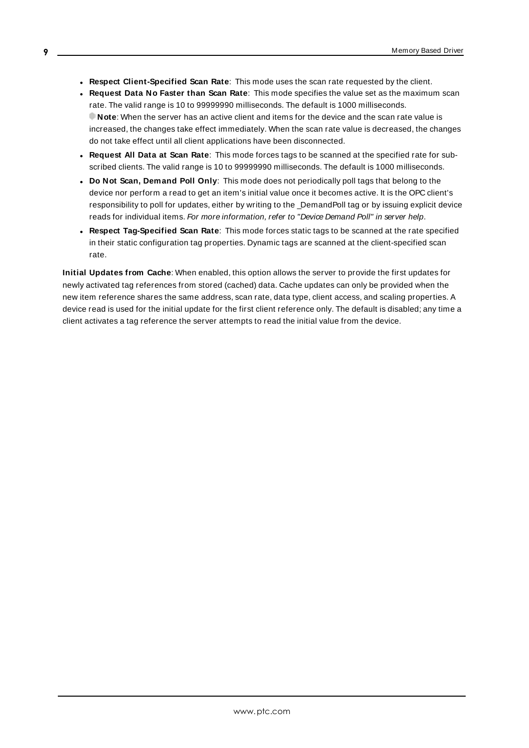- **Respect Client-Specified Scan Rate**: This mode uses the scan rate requested by the client.
- **Request Data No Faster than Scan Rate**: This mode specifies the value set as the maximum scan rate. The valid range is 10 to 99999990 milliseconds. The default is 1000 milliseconds.
  **Note**: When the server has an active client and items for the device and the scan rate value is increased, the changes take effect immediately. When the scan rate value is decreased, the changes do not take effect until all client applications have been disconnected.
- **Request All Data at Scan Rate**: This mode forces tags to be scanned at the specified rate for subscribed clients. The valid range is 10 to 99999990 milliseconds. The default is 1000 milliseconds.
- **Do Not Scan, Demand Poll Only**: This mode does not periodically poll tags that belong to the device nor perform a read to get an item's initial value once it becomes active. It is the OPC client's responsibility to poll for updates, either by writing to the _DemandPoll tag or by issuing explicit device reads for individual items. *For more information, refer to "Device Demand Poll" in server help*.
- **Respect Tag-Specified Scan Rate**: This mode forces static tags to be scanned at the rate specified in their static configuration tag properties. Dynamic tags are scanned at the client-specified scan rate.

**Initial Updates from Cache**: When enabled, this option allows the server to provide the first updates for newly activated tag references from stored (cached) data. Cache updates can only be provided when the new item reference shares the same address, scan rate, data type, client access, and scaling properties. A device read is used for the initial update for the first client reference only. The default is disabled; any time a client activates a tag reference the server attempts to read the initial value from the device.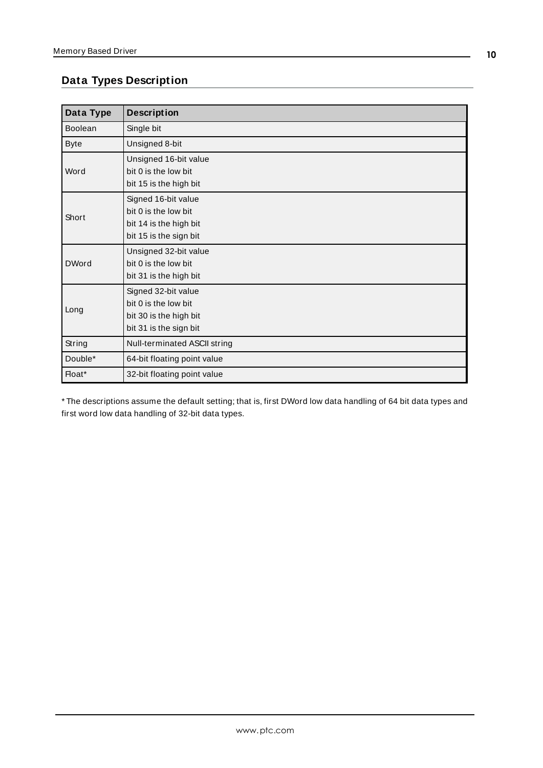## Data Types Description

| Data Type | Description |
|---|---|
| Boolean | Single bit |
| Byte | Unsigned 8-bit |
| Word | Unsigned 16-bit value<br>bit 0 is the low bit<br>bit 15 is the high bit |
| Short | Signed 16-bit value<br>bit 0 is the low bit<br>bit 14 is the high bit<br>bit 15 is the sign bit |
| DWord | Unsigned 32-bit value<br>bit 0 is the low bit<br>bit 31 is the high bit |
| Long | Signed 32-bit value<br>bit 0 is the low bit<br>bit 30 is the high bit<br>bit 31 is the sign bit |
| String | Null-terminated ASCII string |
| Double* | 64-bit floating point value |
| Float* | 32-bit floating point value |

* The descriptions assume the default setting; that is, first DWord low data handling of 64 bit data types and first word low data handling of 32-bit data types.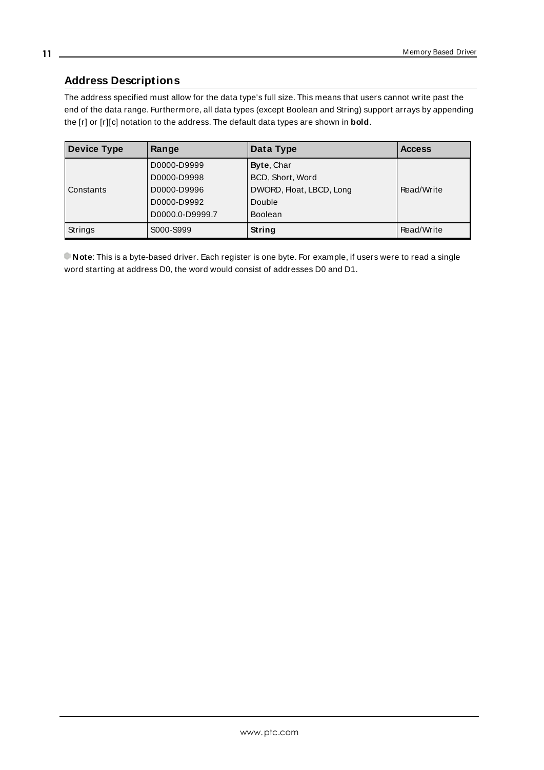## Address Descriptions

The address specified must allow for the data type's full size. This means that users cannot write past the end of the data range. Furthermore, all data types (except Boolean and String) support arrays by appending the [r] or [r][c] notation to the address. The default data types are shown in **bold**.

| Device Type | Range | Data Type | Access |
|---|---|---|---|
| Constants | D0000-D9999<br>D0000-D9998<br>D0000-D9996<br>D0000-D9992<br>D0000.0-D9999.7 | **Byte**, Char<br>BCD, Short, Word<br>DWORD, Float, LBCD, Long<br>Double<br>Boolean | Read/Write |
| Strings | S000-S999 | **String** | Read/Write |

**Note**: This is a byte-based driver. Each register is one byte. For example, if users were to read a single word starting at address D0, the word would consist of addresses D0 and D1.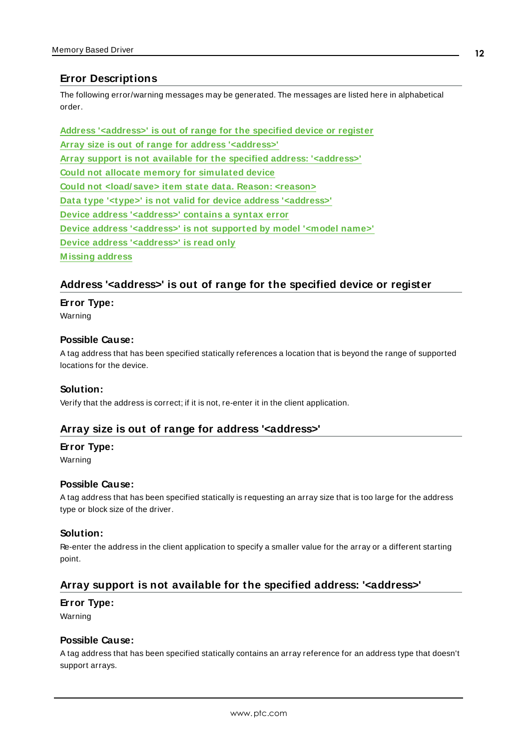## Error Descriptions

The following error/warning messages may be generated. The messages are listed here in alphabetical order.

Address '<address>' is out of range for the specified device or register
Array size is out of range for address '<address>'
Array support is not available for the specified address: '<address>'
Could not allocate memory for simulated device
Could not <load/save> item state data. Reason: <reason>
Data type '<type>' is not valid for device address '<address>'
Device address '<address>' contains a syntax error
Device address '<address>' is not supported by model '<model name>'
Device address '<address>' is read only
Missing address

### Address '<address>' is out of range for the specified device or register

**Error Type:**
Warning

**Possible Cause:**
A tag address that has been specified statically references a location that is beyond the range of supported locations for the device.

**Solution:**
Verify that the address is correct; if it is not, re-enter it in the client application.

### Array size is out of range for address '<address>'

**Error Type:**
Warning

**Possible Cause:**
A tag address that has been specified statically is requesting an array size that is too large for the address type or block size of the driver.

**Solution:**
Re-enter the address in the client application to specify a smaller value for the array or a different starting point.

### Array support is not available for the specified address: '<address>'

**Error Type:**
Warning

**Possible Cause:**
A tag address that has been specified statically contains an array reference for an address type that doesn't support arrays.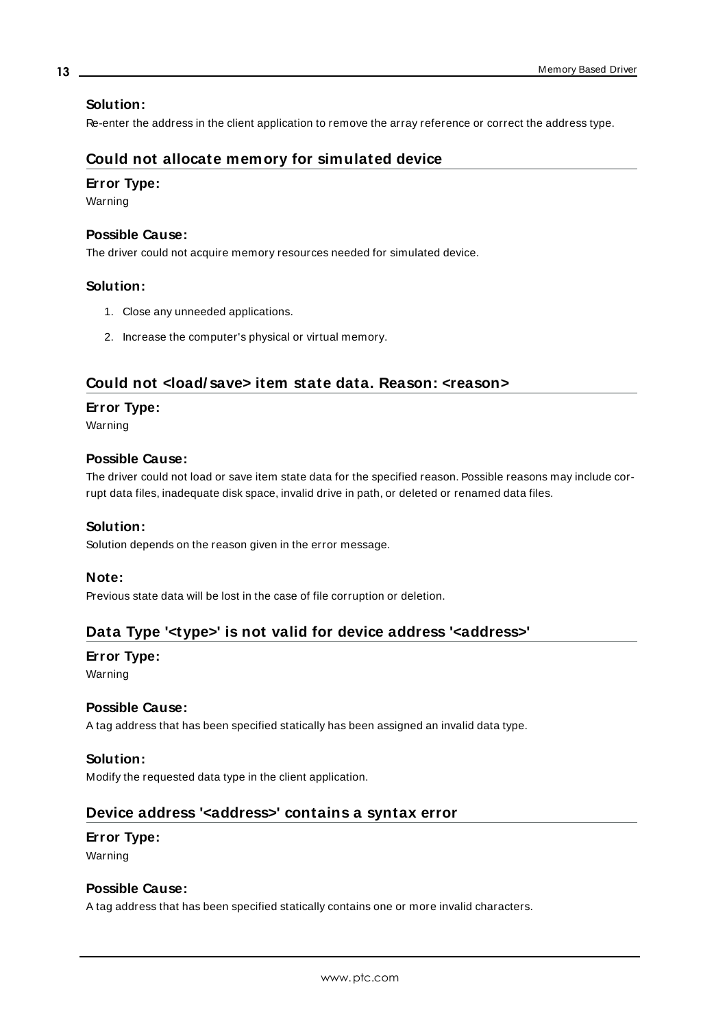#### Solution:

Re-enter the address in the client application to remove the array reference or correct the address type.

### Could not allocate memory for simulated device

#### Error Type:

Warning

#### Possible Cause:

The driver could not acquire memory resources needed for simulated device.

#### Solution:

1. Close any unneeded applications.
2. Increase the computer's physical or virtual memory.

### Could not <load/save> item state data. Reason: <reason>

#### Error Type:

Warning

#### Possible Cause:

The driver could not load or save item state data for the specified reason. Possible reasons may include corrupt data files, inadequate disk space, invalid drive in path, or deleted or renamed data files.

#### Solution:

Solution depends on the reason given in the error message.

#### Note:

Previous state data will be lost in the case of file corruption or deletion.

### Data Type '<type>' is not valid for device address '<address>'

#### Error Type:

Warning

#### Possible Cause:

A tag address that has been specified statically has been assigned an invalid data type.

#### Solution:

Modify the requested data type in the client application.

### Device address '<address>' contains a syntax error

#### Error Type:

Warning

#### Possible Cause:

A tag address that has been specified statically contains one or more invalid characters.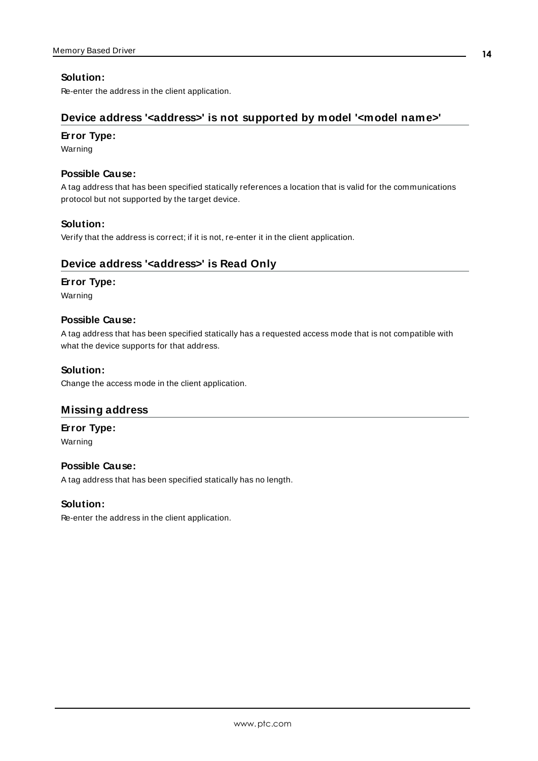**Solution:**

Re-enter the address in the client application.

## Device address '<address>' is not supported by model '<model name>'

**Error Type:**

Warning

**Possible Cause:**

A tag address that has been specified statically references a location that is valid for the communications protocol but not supported by the target device.

**Solution:**

Verify that the address is correct; if it is not, re-enter it in the client application.

## Device address '<address>' is Read Only

**Error Type:**

Warning

**Possible Cause:**

A tag address that has been specified statically has a requested access mode that is not compatible with what the device supports for that address.

**Solution:**

Change the access mode in the client application.

## Missing address

**Error Type:**

Warning

**Possible Cause:**

A tag address that has been specified statically has no length.

**Solution:**

Re-enter the address in the client application.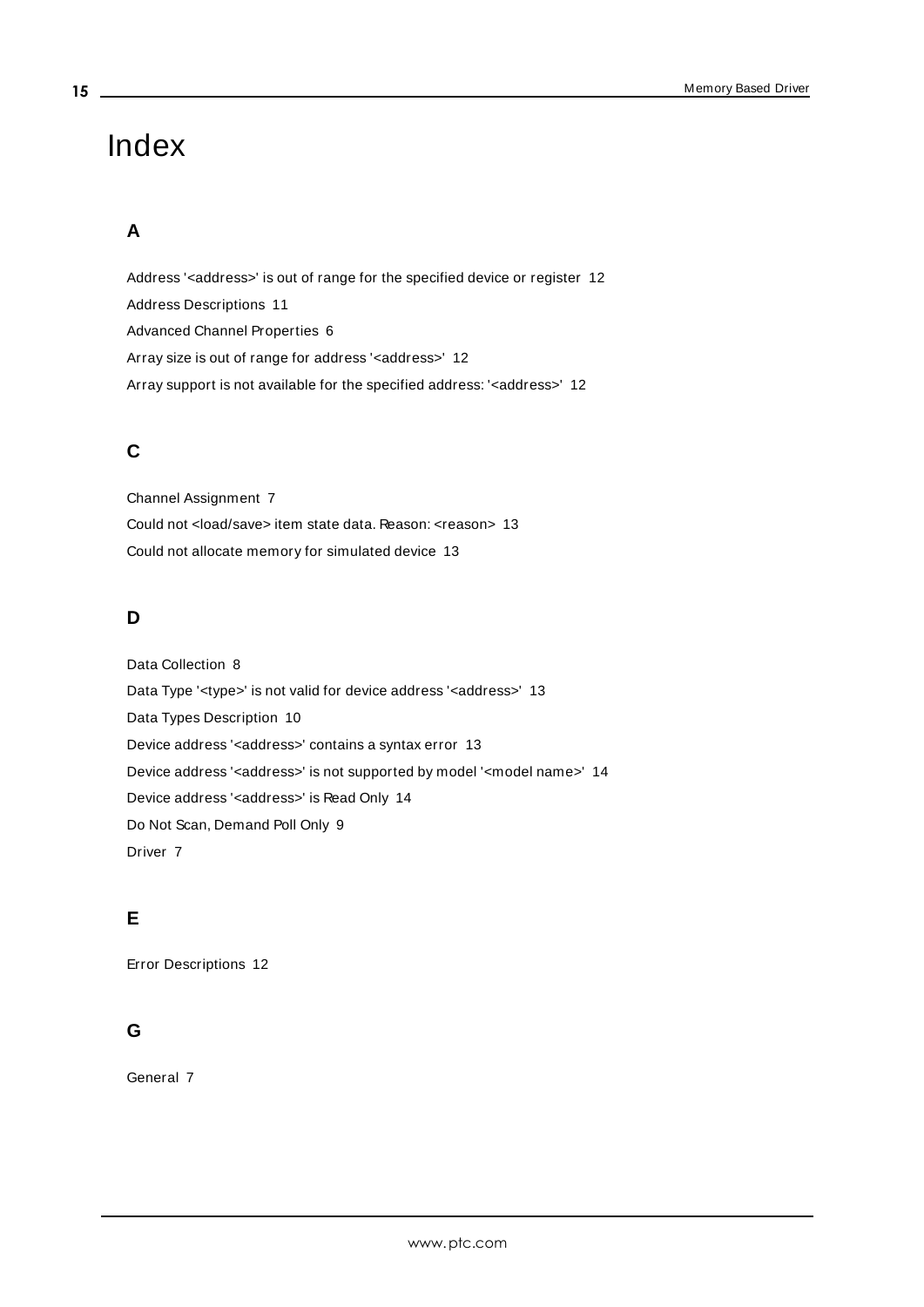# Index

## A

Address '<address>' is out of range for the specified device or register 12

Address Descriptions 11

Advanced Channel Properties 6

Array size is out of range for address '<address>' 12

Array support is not available for the specified address: '<address>' 12

## C

Channel Assignment 7

Could not <load/save> item state data. Reason: <reason> 13

Could not allocate memory for simulated device 13

## D

Data Collection 8

Data Type '<type>' is not valid for device address '<address>' 13

Data Types Description 10

Device address '<address>' contains a syntax error 13

Device address '<address>' is not supported by model '<model name>' 14

Device address '<address>' is Read Only 14

Do Not Scan, Demand Poll Only 9

Driver 7

## E

Error Descriptions 12

## G

General 7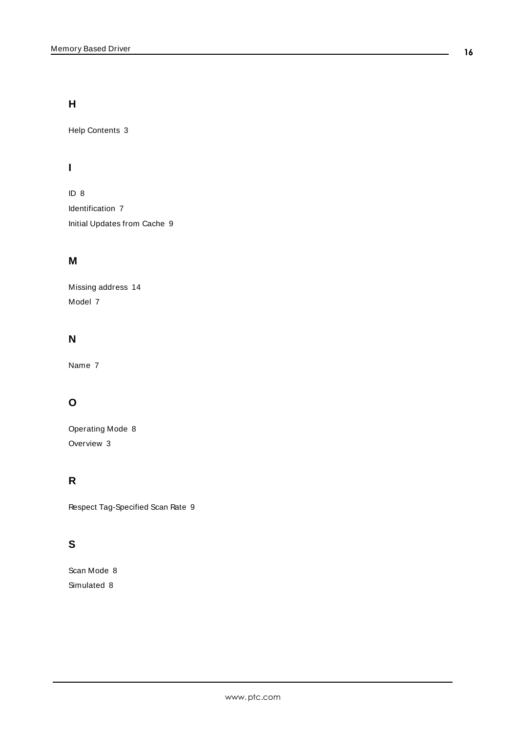## H

Help Contents 3

## I

ID 8

Identification 7

Initial Updates from Cache 9

## M

Missing address 14

Model 7

## N

Name 7

## O

Operating Mode 8

Overview 3

## R

Respect Tag-Specified Scan Rate 9

## S

Scan Mode 8

Simulated 8